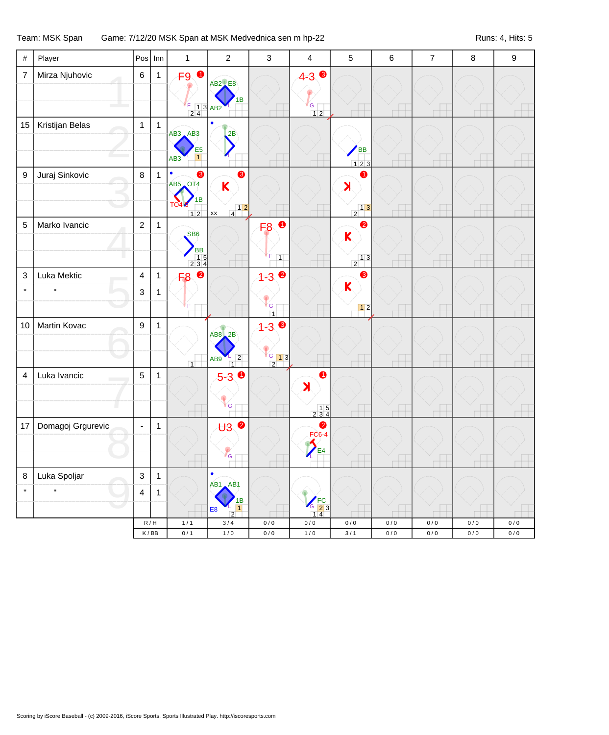Team: MSK Span Game: 7/12/20 MSK Span at MSK Medvednica sen m hp-22 Runs: 4, Hits: 5

| # | Player | Pos | Inn | 1 | 2 | 3 | 4 | 5 | 6 | 7 | 8 | 9 |
|---|---|---|---|---|---|---|---|---|---|---|---|---|
| 7 | Mirza Njuhovic | 6 | 1 | F9 1 | AB2 E8 1B AB2 | | 4-3 3 | | | | | |
| 15 | Kristijan Belas | 1 | 1 | AB3 AB3 E5 AB3 | 2B | | | BB | | | | |
| 9 | Juraj Sinkovic | 8 | 1 | 3 AB5 OT4 1B TO4 | K 3 xx | | | K 1 | | | | |
| 5 | Marko Ivancic | 2 | 1 | SB6 BB | | F8 1 | | K 2 | | | | |
| 3 | Luka Mektic | 4 | 1 | F8 2 | | 1-3 2 | | K 3 | | | | |
| " | " | 3 | 1 | | | | | | | | | |
| 10 | Martin Kovac | 9 | 1 | | AB8 2B AB9 | 1-3 3 | | | | | | |
| 4 | Luka Ivancic | 5 | 1 | | 5-3 1 | | K 1 | | | | | |
| 17 | Domagoj Grgurevic | - | 1 | | U3 2 | | 2 FC6-4 E4 | | | | | |
| 8 | Luka Spoljar | 3 | 1 | | AB1 AB1 1B E8 | | FC | | | | | |
| " | " | 4 | 1 | | | | | | | | | |
| | | R / H | | 1 / 1 | 3 / 4 | 0 / 0 | 0 / 0 | 0 / 0 | 0 / 0 | 0 / 0 | 0 / 0 | 0 / 0 |
| | | K / BB | | 0 / 1 | 1 / 0 | 0 / 0 | 1 / 0 | 3 / 1 | 0 / 0 | 0 / 0 | 0 / 0 | 0 / 0 |

Scoring by iScore Baseball - (c) 2009-2016, iScore Sports, Sports Illustrated Play. http://iscoresports.com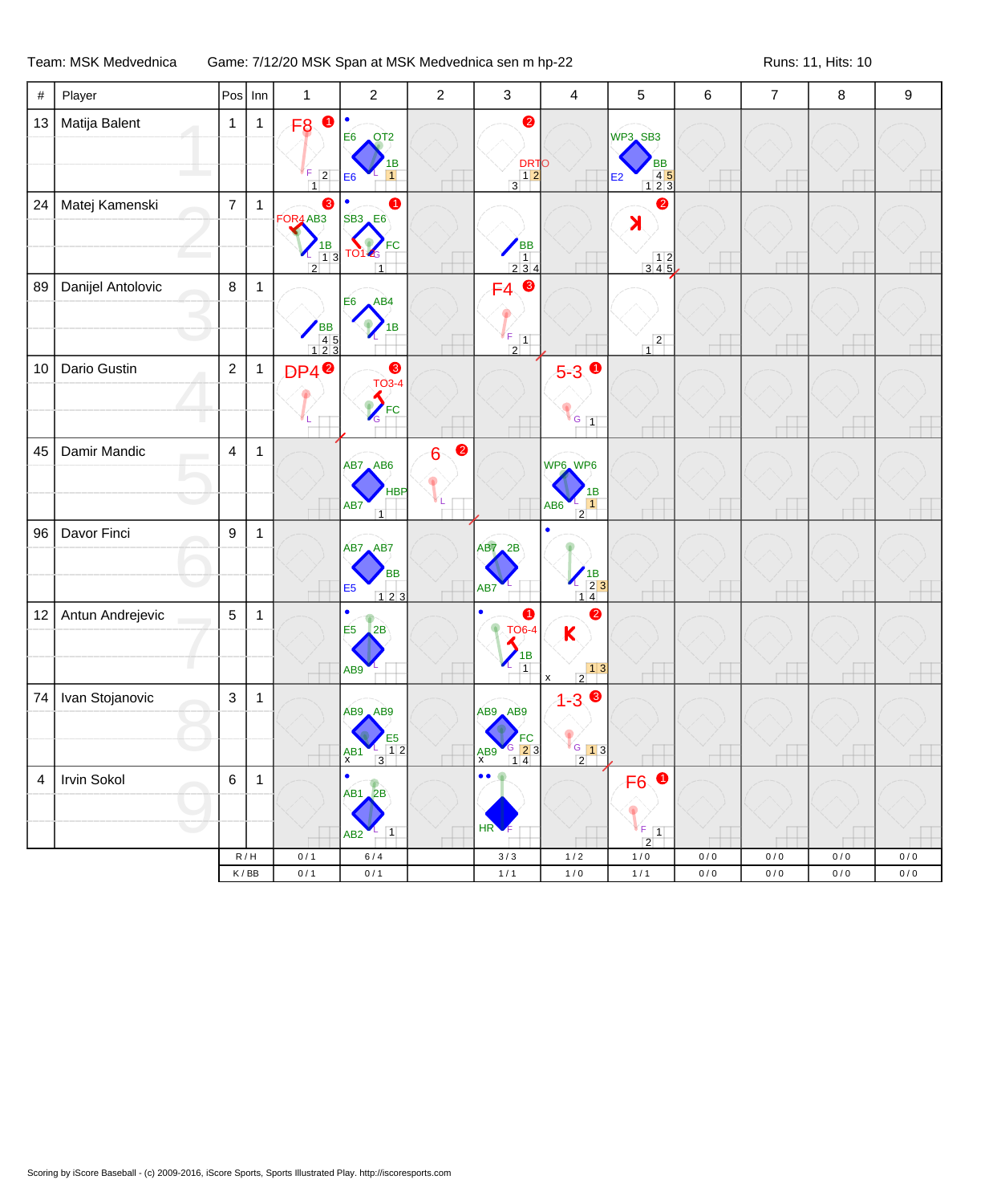Team: MSK Medvednica    Game: 7/12/20 MSK Span at MSK Medvednica sen m hp-22    Runs: 11, Hits: 10

| # | Player | Pos | Inn | 1 | 2 | 2 | 3 | 4 | 5 | 6 | 7 | 8 | 9 |
|---|---|---|---|---|---|---|---|---|---|---|---|---|---|
| 13 | Matija Balent | 1 | 1 | F8 ❶ | E6, OT2, 1B, E6 | | ❷ DRTO | | WP3, SB3, BB, E2 | | | | |
| 24 | Matej Kamenski | 7 | 1 | ❸ FOR4, AB3, 1B | SB3, E6, FC, TO1-6 ❶ | | BB | | K ❷ | | | | |
| 89 | Danijel Antolovic | 8 | 1 | BB | E6, AB4, 1B | | F4 ❸ | | | | | | |
| 10 | Dario Gustin | 2 | 1 | DP4 ❷ | ❸ TO3-4, FC | | | 5-3 ❶ | | | | | |
| 45 | Damir Mandic | 4 | 1 | | AB7, AB6, HBP, AB7 | 6 ❷ | | WP6, WP6, 1B, AB6 | | | | | |
| 96 | Davor Finci | 9 | 1 | | AB7, AB7, BB, E5 | | AB7, 2B, AB7 | 1B | | | | | |
| 12 | Antun Andrejevic | 5 | 1 | | E5, 2B, AB9 | | ❶ TO6-4, 1B | K ❷ | | | | | |
| 74 | Ivan Stojanovic | 3 | 1 | | AB9, AB9, E5, AB1 | | AB9, AB9, FC, AB9 | 1-3 ❸ | | | | | |
| 4 | Irvin Sokol | 6 | 1 | | AB1, 2B, AB2 | | HR | | F6 ❶ | | | | |
| | | R / H | | 0 / 1 | 6 / 4 | | 3 / 3 | 1 / 2 | 1 / 0 | 0 / 0 | 0 / 0 | 0 / 0 | 0 / 0 |
| | | K / BB | | 0 / 1 | 0 / 1 | | 1 / 1 | 1 / 0 | 1 / 1 | 0 / 0 | 0 / 0 | 0 / 0 | 0 / 0 |

Scoring by iScore Baseball - (c) 2009-2016, iScore Sports, Sports Illustrated Play. http://iscoresports.com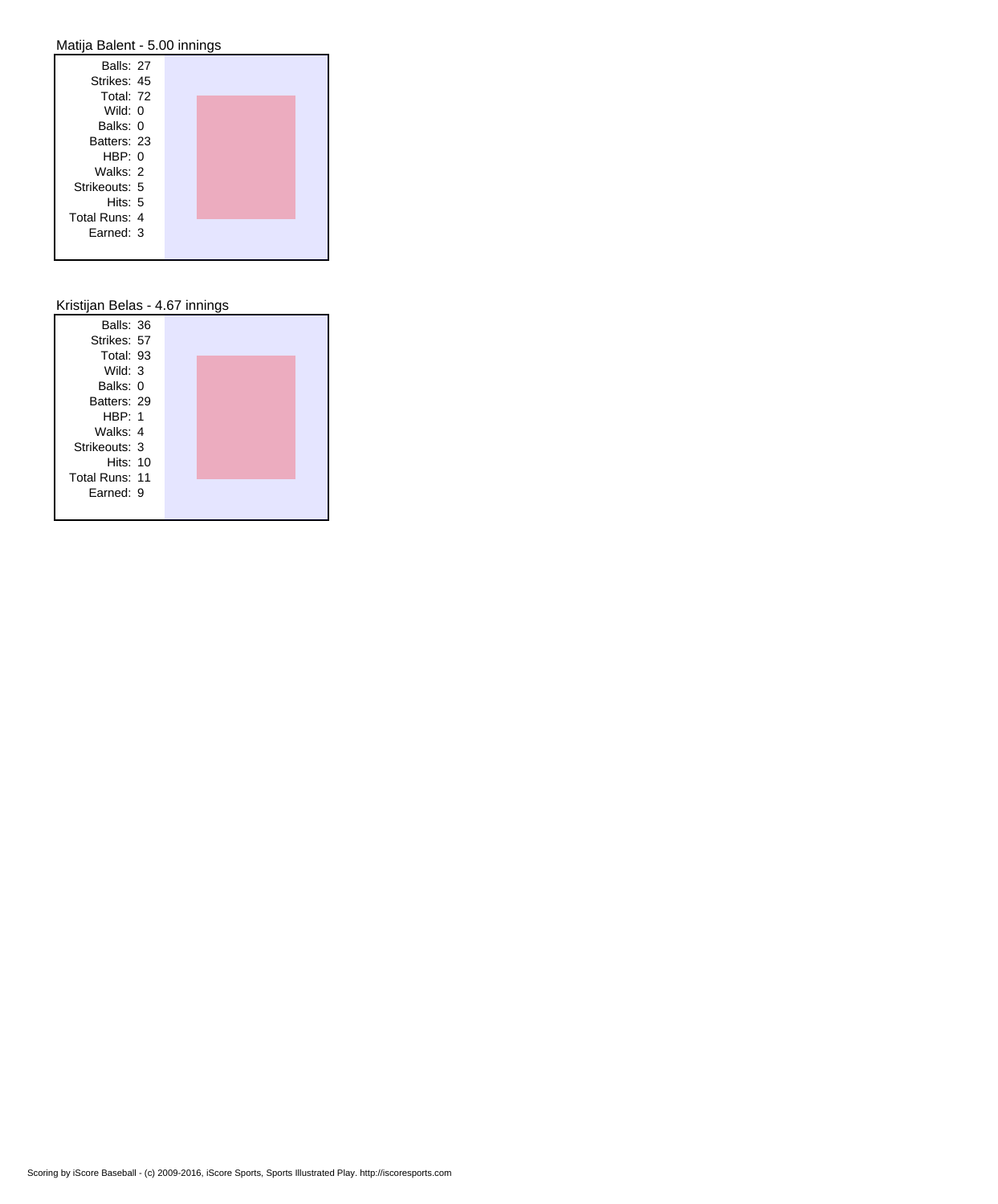Matija Balent - 5.00 innings

| | |
|---|---|
| Balls: | 27 |
| Strikes: | 45 |
| Total: | 72 |
| Wild: | 0 |
| Balks: | 0 |
| Batters: | 23 |
| HBP: | 0 |
| Walks: | 2 |
| Strikeouts: | 5 |
| Hits: | 5 |
| Total Runs: | 4 |
| Earned: | 3 |

Kristijan Belas - 4.67 innings

| | |
|---|---|
| Balls: | 36 |
| Strikes: | 57 |
| Total: | 93 |
| Wild: | 3 |
| Balks: | 0 |
| Batters: | 29 |
| HBP: | 1 |
| Walks: | 4 |
| Strikeouts: | 3 |
| Hits: | 10 |
| Total Runs: | 11 |
| Earned: | 9 |

Scoring by iScore Baseball - (c) 2009-2016, iScore Sports, Sports Illustrated Play. http://iscoresports.com